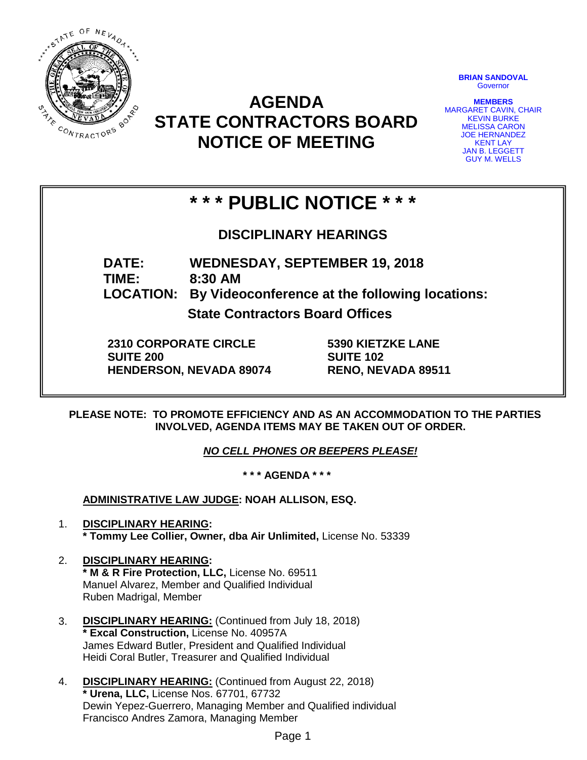# AGENDA
# STATE CONTRACTORS BOARD
# NOTICE OF MEETING

**BRIAN SANDOVAL**
Governor

**MEMBERS**
MARGARET CAVIN, CHAIR
KEVIN BURKE
MELISSA CARON
JOE HERNANDEZ
KENT LAY
JAN B. LEGGETT
GUY M. WELLS

## * * * PUBLIC NOTICE * * *

### DISCIPLINARY HEARINGS

**DATE:** **WEDNESDAY, SEPTEMBER 19, 2018**
**TIME:** **8:30 AM**
**LOCATION:** **By Videoconference at the following locations:**

**State Contractors Board Offices**

**2310 CORPORATE CIRCLE**
**SUITE 200**
**HENDERSON, NEVADA 89074**

**5390 KIETZKE LANE**
**SUITE 102**
**RENO, NEVADA 89511**

**PLEASE NOTE: TO PROMOTE EFFICIENCY AND AS AN ACCOMMODATION TO THE PARTIES INVOLVED, AGENDA ITEMS MAY BE TAKEN OUT OF ORDER.**

***NO CELL PHONES OR BEEPERS PLEASE!***

**\* \* \* AGENDA \* \* \***

**ADMINISTRATIVE LAW JUDGE: NOAH ALLISON, ESQ.**

1. **DISCIPLINARY HEARING:**
   **\* Tommy Lee Collier, Owner, dba Air Unlimited,** License No. 53339

2. **DISCIPLINARY HEARING:**
   **\* M & R Fire Protection, LLC,** License No. 69511
   Manuel Alvarez, Member and Qualified Individual
   Ruben Madrigal, Member

3. **DISCIPLINARY HEARING:** (Continued from July 18, 2018)
   **\* Excal Construction,** License No. 40957A
   James Edward Butler, President and Qualified Individual
   Heidi Coral Butler, Treasurer and Qualified Individual

4. **DISCIPLINARY HEARING:** (Continued from August 22, 2018)
   **\* Urena, LLC,** License Nos. 67701, 67732
   Dewin Yepez-Guerrero, Managing Member and Qualified individual
   Francisco Andres Zamora, Managing Member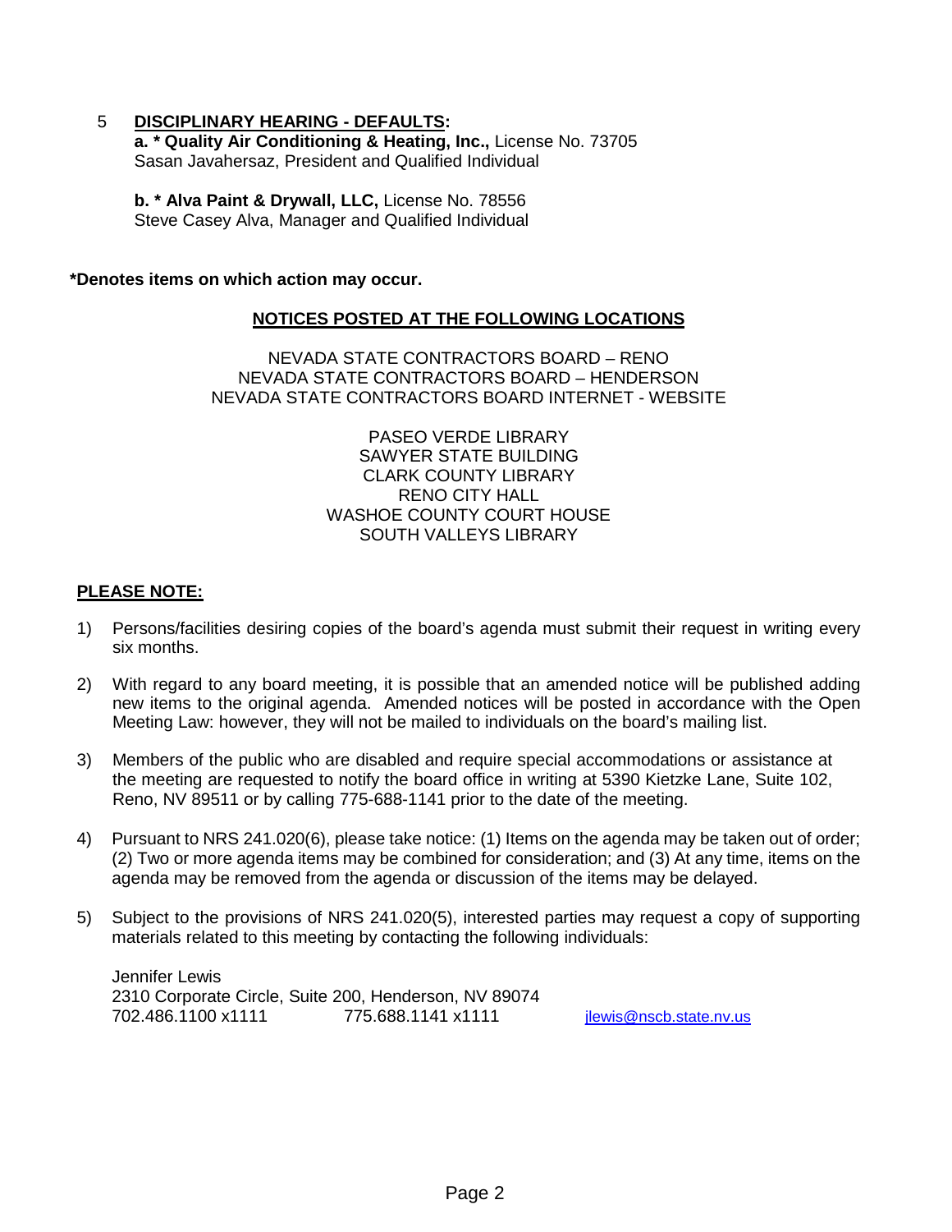5 **DISCIPLINARY HEARING - DEFAULTS:**

**a. * Quality Air Conditioning & Heating, Inc.,** License No. 73705
Sasan Javahersaz, President and Qualified Individual

**b. * Alva Paint & Drywall, LLC,** License No. 78556
Steve Casey Alva, Manager and Qualified Individual

***Denotes items on which action may occur.**

**NOTICES POSTED AT THE FOLLOWING LOCATIONS**

NEVADA STATE CONTRACTORS BOARD – RENO
NEVADA STATE CONTRACTORS BOARD – HENDERSON
NEVADA STATE CONTRACTORS BOARD INTERNET - WEBSITE

PASEO VERDE LIBRARY
SAWYER STATE BUILDING
CLARK COUNTY LIBRARY
RENO CITY HALL
WASHOE COUNTY COURT HOUSE
SOUTH VALLEYS LIBRARY

**PLEASE NOTE:**

1) Persons/facilities desiring copies of the board's agenda must submit their request in writing every six months.

2) With regard to any board meeting, it is possible that an amended notice will be published adding new items to the original agenda. Amended notices will be posted in accordance with the Open Meeting Law: however, they will not be mailed to individuals on the board's mailing list.

3) Members of the public who are disabled and require special accommodations or assistance at the meeting are requested to notify the board office in writing at 5390 Kietzke Lane, Suite 102, Reno, NV 89511 or by calling 775-688-1141 prior to the date of the meeting.

4) Pursuant to NRS 241.020(6), please take notice: (1) Items on the agenda may be taken out of order; (2) Two or more agenda items may be combined for consideration; and (3) At any time, items on the agenda may be removed from the agenda or discussion of the items may be delayed.

5) Subject to the provisions of NRS 241.020(5), interested parties may request a copy of supporting materials related to this meeting by contacting the following individuals:

Jennifer Lewis
2310 Corporate Circle, Suite 200, Henderson, NV 89074
702.486.1100 x1111 775.688.1141 x1111 jlewis@nscb.state.nv.us